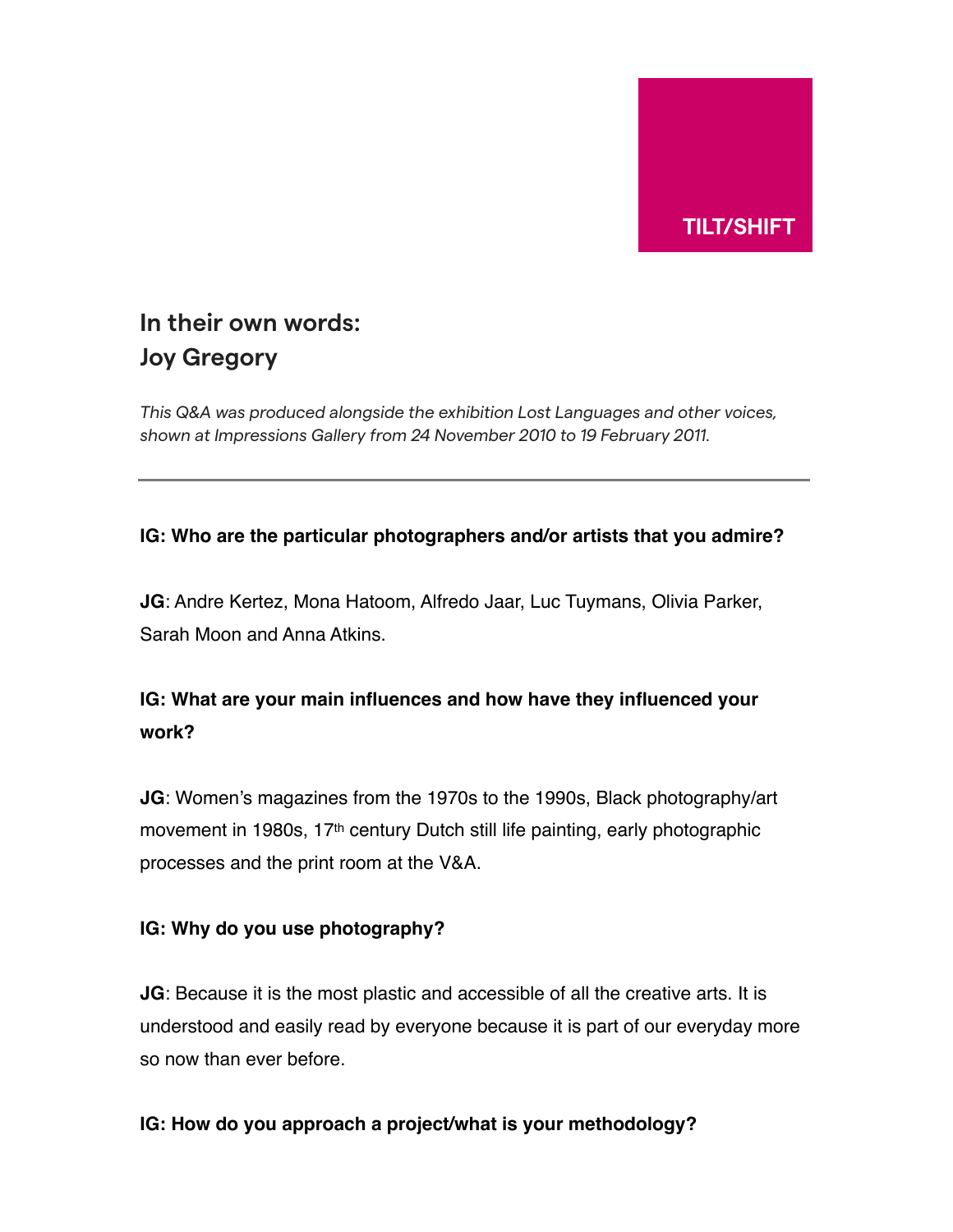TILT/SHIFT

# In their own words: Joy Gregory

*This Q&A was produced alongside the exhibition Lost Languages and other voices, shown at Impressions Gallery from 24 November 2010 to 19 February 2011.*

---

**IG: Who are the particular photographers and/or artists that you admire?**

**JG**: Andre Kertez, Mona Hatoom, Alfredo Jaar, Luc Tuymans, Olivia Parker, Sarah Moon and Anna Atkins.

**IG: What are your main influences and how have they influenced your work?**

**JG**: Women's magazines from the 1970s to the 1990s, Black photography/art movement in 1980s, 17th century Dutch still life painting, early photographic processes and the print room at the V&A.

**IG: Why do you use photography?**

**JG**: Because it is the most plastic and accessible of all the creative arts. It is understood and easily read by everyone because it is part of our everyday more so now than ever before.

**IG: How do you approach a project/what is your methodology?**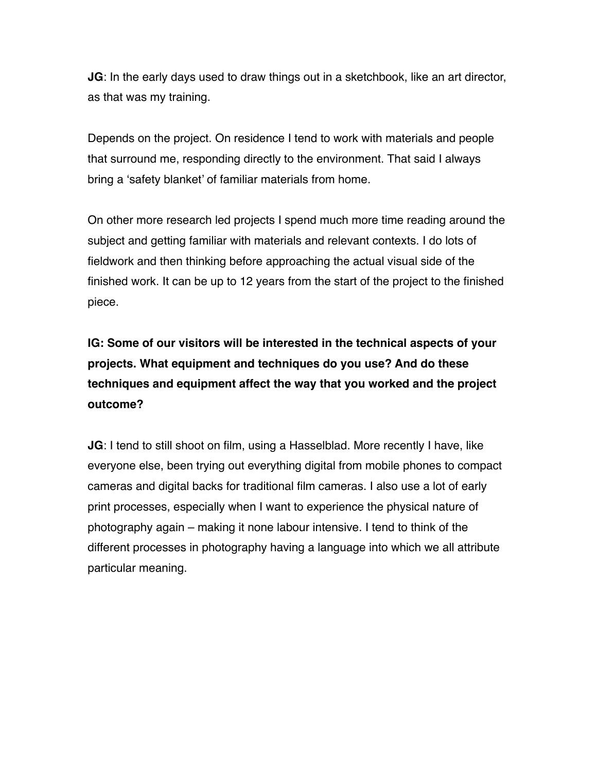**JG**: In the early days used to draw things out in a sketchbook, like an art director, as that was my training.

Depends on the project. On residence I tend to work with materials and people that surround me, responding directly to the environment. That said I always bring a 'safety blanket' of familiar materials from home.

On other more research led projects I spend much more time reading around the subject and getting familiar with materials and relevant contexts. I do lots of fieldwork and then thinking before approaching the actual visual side of the finished work. It can be up to 12 years from the start of the project to the finished piece.

**IG: Some of our visitors will be interested in the technical aspects of your projects. What equipment and techniques do you use? And do these techniques and equipment affect the way that you worked and the project outcome?**

**JG**: I tend to still shoot on film, using a Hasselblad. More recently I have, like everyone else, been trying out everything digital from mobile phones to compact cameras and digital backs for traditional film cameras. I also use a lot of early print processes, especially when I want to experience the physical nature of photography again – making it none labour intensive. I tend to think of the different processes in photography having a language into which we all attribute particular meaning.